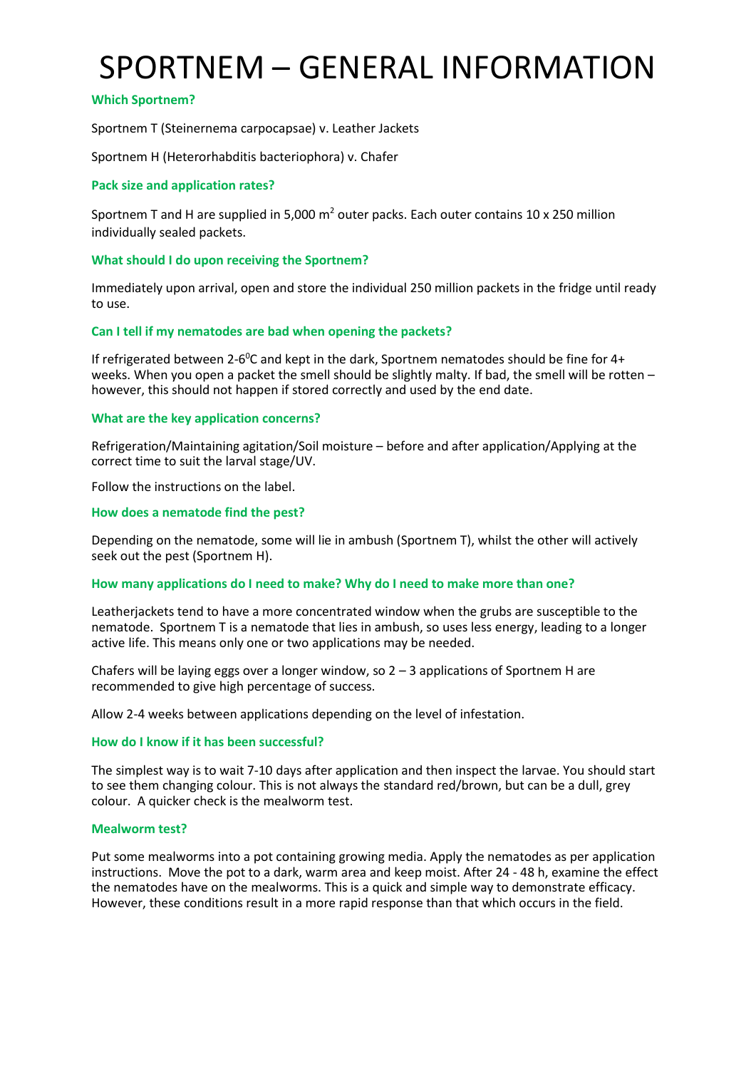# SPORTNEM – GENERAL INFORMATION

### Which Sportnem?

Sportnem T (Steinernema carpocapsae) v. Leather Jackets

Sportnem H (Heterorhabditis bacteriophora) v. Chafer

### Pack size and application rates?

Sportnem T and H are supplied in 5,000 $m^2$ outer packs. Each outer contains 10 x 250 million individually sealed packets.

### What should I do upon receiving the Sportnem?

Immediately upon arrival, open and store the individual 250 million packets in the fridge until ready to use.

### Can I tell if my nematodes are bad when opening the packets?

If refrigerated between 2-6$^0$C and kept in the dark, Sportnem nematodes should be fine for 4+ weeks. When you open a packet the smell should be slightly malty. If bad, the smell will be rotten – however, this should not happen if stored correctly and used by the end date.

### What are the key application concerns?

Refrigeration/Maintaining agitation/Soil moisture – before and after application/Applying at the correct time to suit the larval stage/UV.

Follow the instructions on the label.

### How does a nematode find the pest?

Depending on the nematode, some will lie in ambush (Sportnem T), whilst the other will actively seek out the pest (Sportnem H).

### How many applications do I need to make? Why do I need to make more than one?

Leatherjackets tend to have a more concentrated window when the grubs are susceptible to the nematode. Sportnem T is a nematode that lies in ambush, so uses less energy, leading to a longer active life. This means only one or two applications may be needed.

Chafers will be laying eggs over a longer window, so 2 – 3 applications of Sportnem H are recommended to give high percentage of success.

Allow 2-4 weeks between applications depending on the level of infestation.

### How do I know if it has been successful?

The simplest way is to wait 7-10 days after application and then inspect the larvae. You should start to see them changing colour. This is not always the standard red/brown, but can be a dull, grey colour. A quicker check is the mealworm test.

### Mealworm test?

Put some mealworms into a pot containing growing media. Apply the nematodes as per application instructions. Move the pot to a dark, warm area and keep moist. After 24 - 48 h, examine the effect the nematodes have on the mealworms. This is a quick and simple way to demonstrate efficacy. However, these conditions result in a more rapid response than that which occurs in the field.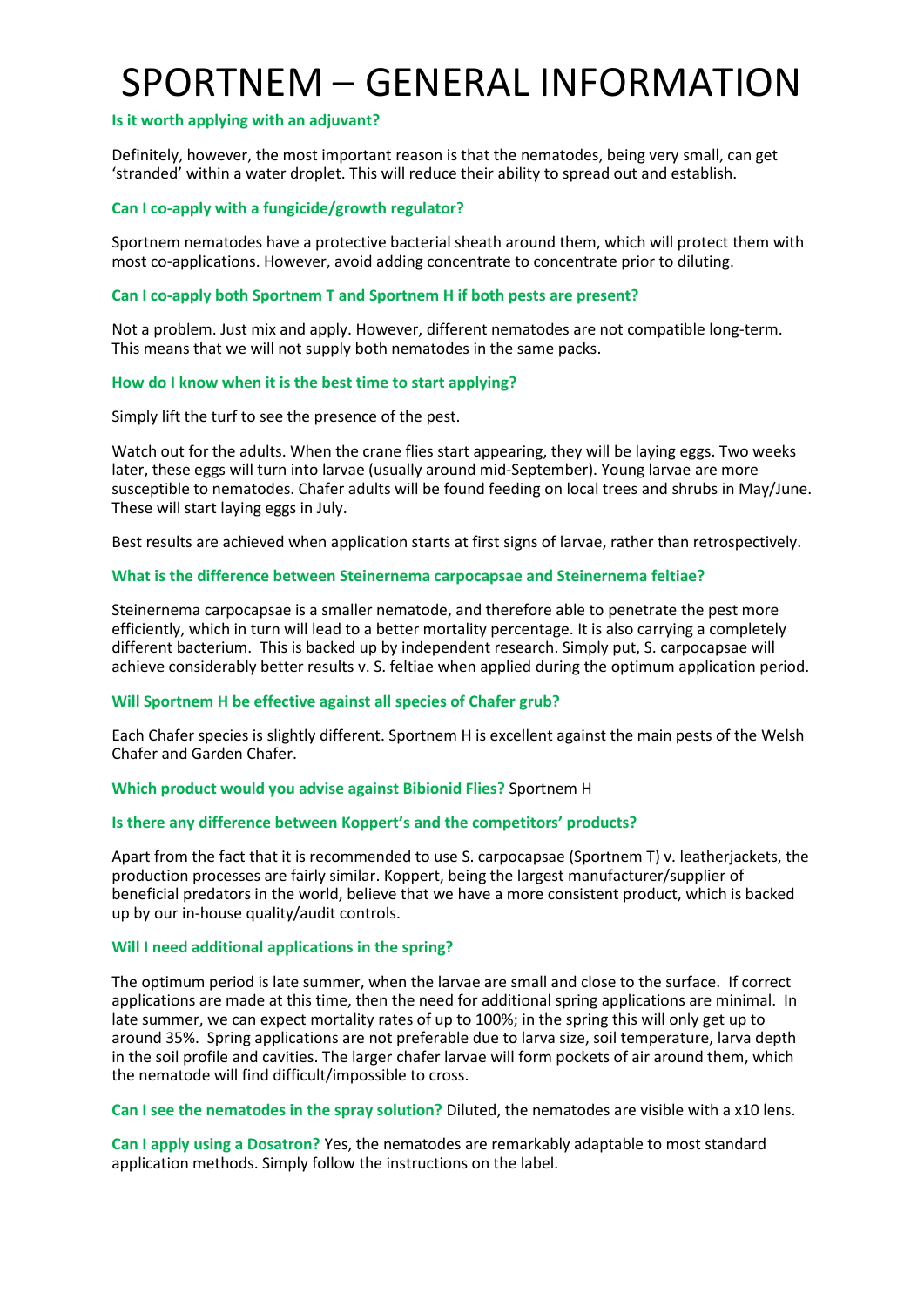# SPORTNEM – GENERAL INFORMATION

**Is it worth applying with an adjuvant?**

Definitely, however, the most important reason is that the nematodes, being very small, can get 'stranded' within a water droplet. This will reduce their ability to spread out and establish.

**Can I co-apply with a fungicide/growth regulator?**

Sportnem nematodes have a protective bacterial sheath around them, which will protect them with most co-applications. However, avoid adding concentrate to concentrate prior to diluting.

**Can I co-apply both Sportnem T and Sportnem H if both pests are present?**

Not a problem. Just mix and apply. However, different nematodes are not compatible long-term. This means that we will not supply both nematodes in the same packs.

**How do I know when it is the best time to start applying?**

Simply lift the turf to see the presence of the pest.

Watch out for the adults. When the crane flies start appearing, they will be laying eggs. Two weeks later, these eggs will turn into larvae (usually around mid-September). Young larvae are more susceptible to nematodes. Chafer adults will be found feeding on local trees and shrubs in May/June. These will start laying eggs in July.

Best results are achieved when application starts at first signs of larvae, rather than retrospectively.

**What is the difference between Steinernema carpocapsae and Steinernema feltiae?**

Steinernema carpocapsae is a smaller nematode, and therefore able to penetrate the pest more efficiently, which in turn will lead to a better mortality percentage. It is also carrying a completely different bacterium. This is backed up by independent research. Simply put, S. carpocapsae will achieve considerably better results v. S. feltiae when applied during the optimum application period.

**Will Sportnem H be effective against all species of Chafer grub?**

Each Chafer species is slightly different. Sportnem H is excellent against the main pests of the Welsh Chafer and Garden Chafer.

**Which product would you advise against Bibionid Flies?** Sportnem H

**Is there any difference between Koppert's and the competitors' products?**

Apart from the fact that it is recommended to use S. carpocapsae (Sportnem T) v. leatherjackets, the production processes are fairly similar. Koppert, being the largest manufacturer/supplier of beneficial predators in the world, believe that we have a more consistent product, which is backed up by our in-house quality/audit controls.

**Will I need additional applications in the spring?**

The optimum period is late summer, when the larvae are small and close to the surface. If correct applications are made at this time, then the need for additional spring applications are minimal. In late summer, we can expect mortality rates of up to 100%; in the spring this will only get up to around 35%. Spring applications are not preferable due to larva size, soil temperature, larva depth in the soil profile and cavities. The larger chafer larvae will form pockets of air around them, which the nematode will find difficult/impossible to cross.

**Can I see the nematodes in the spray solution?** Diluted, the nematodes are visible with a x10 lens.

**Can I apply using a Dosatron?** Yes, the nematodes are remarkably adaptable to most standard application methods. Simply follow the instructions on the label.